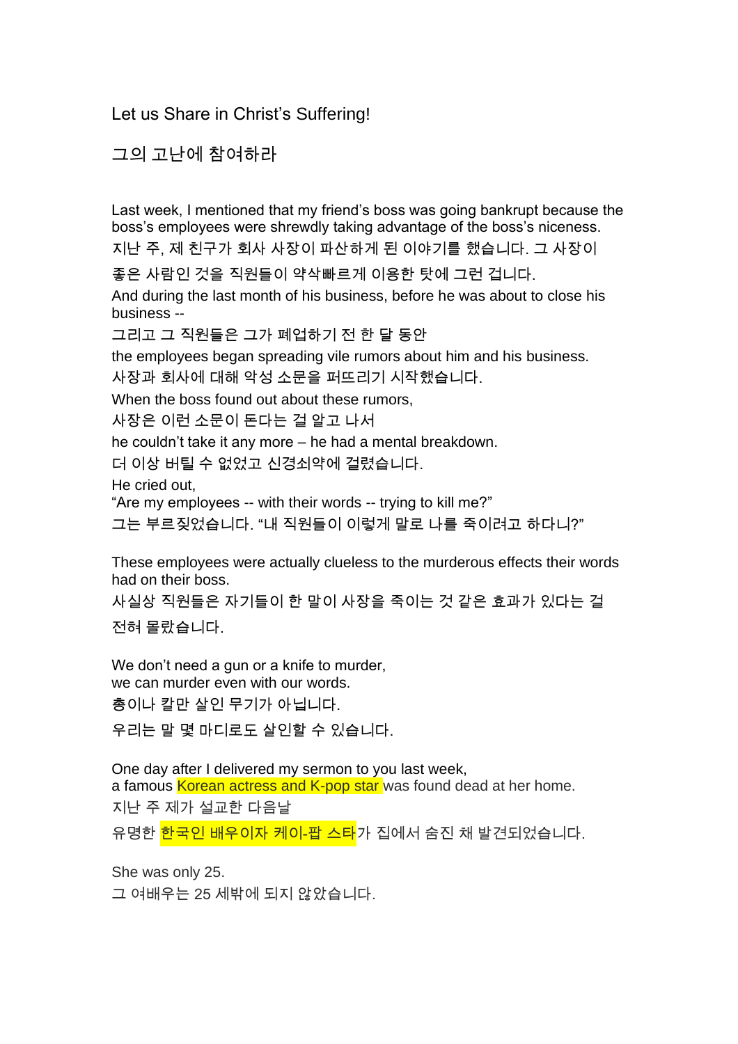# Let us Share in Christ's Suffering!

# 그의 고난에 참여하라

Last week, I mentioned that my friend's boss was going bankrupt because the boss's employees were shrewdly taking advantage of the boss's niceness.

지난 주, 제 친구가 회사 사장이 파산하게 된 이야기를 했습니다. 그 사장이 좋은 사람인 것을 직원들이 약삭빠르게 이용한 탓에 그런 겁니다.

And during the last month of his business, before he was about to close his business --

그리고 그 직원들은 그가 폐업하기 전 한 달 동안

the employees began spreading vile rumors about him and his business.

사장과 회사에 대해 악성 소문을 퍼뜨리기 시작했습니다.

When the boss found out about these rumors,

사장은 이런 소문이 돈다는 걸 알고 나서

he couldn't take it any more – he had a mental breakdown.

더 이상 버틸 수 없었고 신경쇠약에 걸렸습니다.

He cried out,
"Are my employees -- with their words -- trying to kill me?"

그는 부르짖었습니다. "내 직원들이 이렇게 말로 나를 죽이려고 하다니?"

These employees were actually clueless to the murderous effects their words had on their boss.

사실상 직원들은 자기들이 한 말이 사장을 죽이는 것 같은 효과가 있다는 걸 전혀 몰랐습니다.

We don't need a gun or a knife to murder,
we can murder even with our words.

총이나 칼만 살인 무기가 아닙니다.

우리는 말 몇 마디로도 살인할 수 있습니다.

One day after I delivered my sermon to you last week,
a famous Korean actress and K-pop star was found dead at her home.

지난 주 제가 설교한 다음날

유명한 한국인 배우이자 케이-팝 스타가 집에서 숨진 채 발견되었습니다.

She was only 25.

그 여배우는 25 세밖에 되지 않았습니다.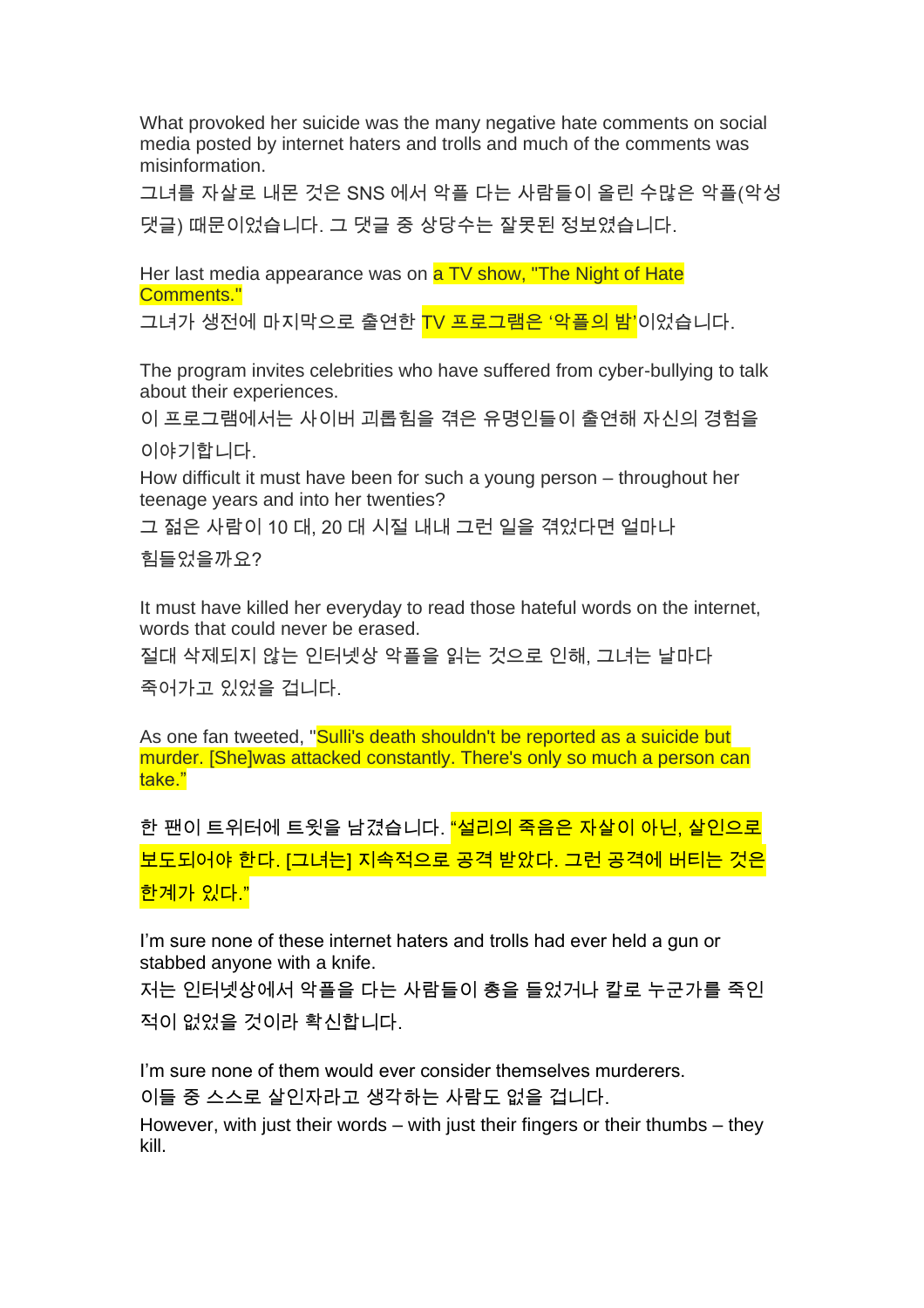What provoked her suicide was the many negative hate comments on social media posted by internet haters and trolls and much of the comments was misinformation.

그녀를 자살로 내몬 것은 SNS 에서 악플 다는 사람들이 올린 수많은 악플(악성 댓글) 때문이었습니다. 그 댓글 중 상당수는 잘못된 정보였습니다.

Her last media appearance was on a TV show, "The Night of Hate Comments."

그녀가 생전에 마지막으로 출연한 TV 프로그램은 '악플의 밤'이었습니다.

The program invites celebrities who have suffered from cyber-bullying to talk about their experiences.

이 프로그램에서는 사이버 괴롭힘을 겪은 유명인들이 출연해 자신의 경험을 이야기합니다.

How difficult it must have been for such a young person – throughout her teenage years and into her twenties?

그 젊은 사람이 10 대, 20 대 시절 내내 그런 일을 겪었다면 얼마나 힘들었을까요?

It must have killed her everyday to read those hateful words on the internet, words that could never be erased.

절대 삭제되지 않는 인터넷상 악플을 읽는 것으로 인해, 그녀는 날마다 죽어가고 있었을 겁니다.

As one fan tweeted, "Sulli's death shouldn't be reported as a suicide but murder. [She]was attacked constantly. There's only so much a person can take."

한 팬이 트위터에 트윗을 남겼습니다. "설리의 죽음은 자살이 아닌, 살인으로 보도되어야 한다. [그녀는] 지속적으로 공격 받았다. 그런 공격에 버티는 것은 한계가 있다."

I'm sure none of these internet haters and trolls had ever held a gun or stabbed anyone with a knife.

저는 인터넷상에서 악플을 다는 사람들이 총을 들었거나 칼로 누군가를 죽인 적이 없었을 것이라 확신합니다.

I'm sure none of them would ever consider themselves murderers.

이들 중 스스로 살인자라고 생각하는 사람도 없을 겁니다.

However, with just their words – with just their fingers or their thumbs – they kill.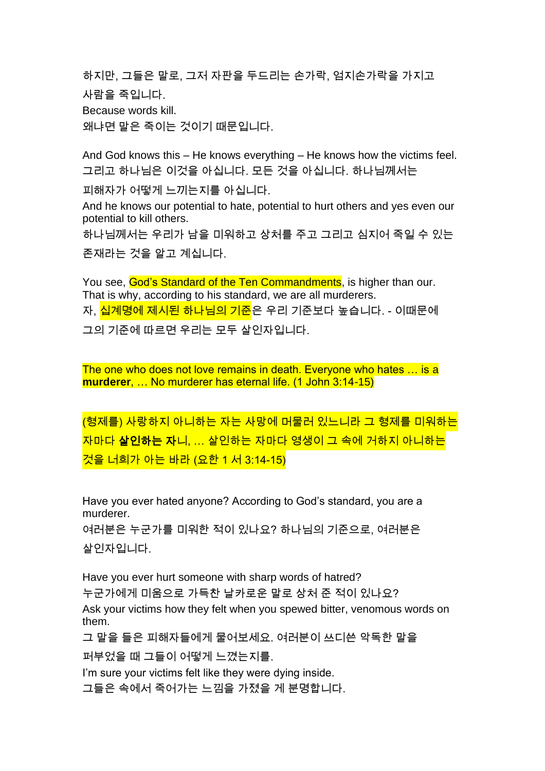하지만, 그들은 말로, 그저 자판을 두드리는 손가락, 엄지손가락을 가지고 사람을 죽입니다.
Because words kill.
왜냐면 말은 죽이는 것이기 때문입니다.

And God knows this – He knows everything – He knows how the victims feel.
그리고 하나님은 이것을 아십니다. 모든 것을 아십니다. 하나님께서는 피해자가 어떻게 느끼는지를 아십니다.
And he knows our potential to hate, potential to hurt others and yes even our potential to kill others.
하나님께서는 우리가 남을 미워하고 상처를 주고 그리고 심지어 죽일 수 있는 존재라는 것을 알고 계십니다.

You see, God's Standard of the Ten Commandments, is higher than our. That is why, according to his standard, we are all murderers.
자, 십계명에 제시된 하나님의 기준은 우리 기준보다 높습니다. - 이때문에 그의 기준에 따르면 우리는 모두 살인자입니다.

The one who does not love remains in death. Everyone who hates … is a **murderer**, … No murderer has eternal life. (1 John 3:14-15)

(형제를) 사랑하지 아니하는 자는 사망에 머물러 있느니라 그 형제를 미워하는 자마다 **살인하는 자**니, … 살인하는 자마다 영생이 그 속에 거하지 아니하는 것을 너희가 아는 바라 (요한 1 서 3:14-15)

Have you ever hated anyone? According to God's standard, you are a murderer.
여러분은 누군가를 미워한 적이 있나요? 하나님의 기준으로, 여러분은 살인자입니다.

Have you ever hurt someone with sharp words of hatred?
누군가에게 미움으로 가득찬 날카로운 말로 상처 준 적이 있나요?
Ask your victims how they felt when you spewed bitter, venomous words on them.
그 말을 들은 피해자들에게 물어보세요. 여러분이 쓰디쓴 악독한 말을 퍼부었을 때 그들이 어떻게 느꼈는지를.
I'm sure your victims felt like they were dying inside.
그들은 속에서 죽어가는 느낌을 가졌을 게 분명합니다.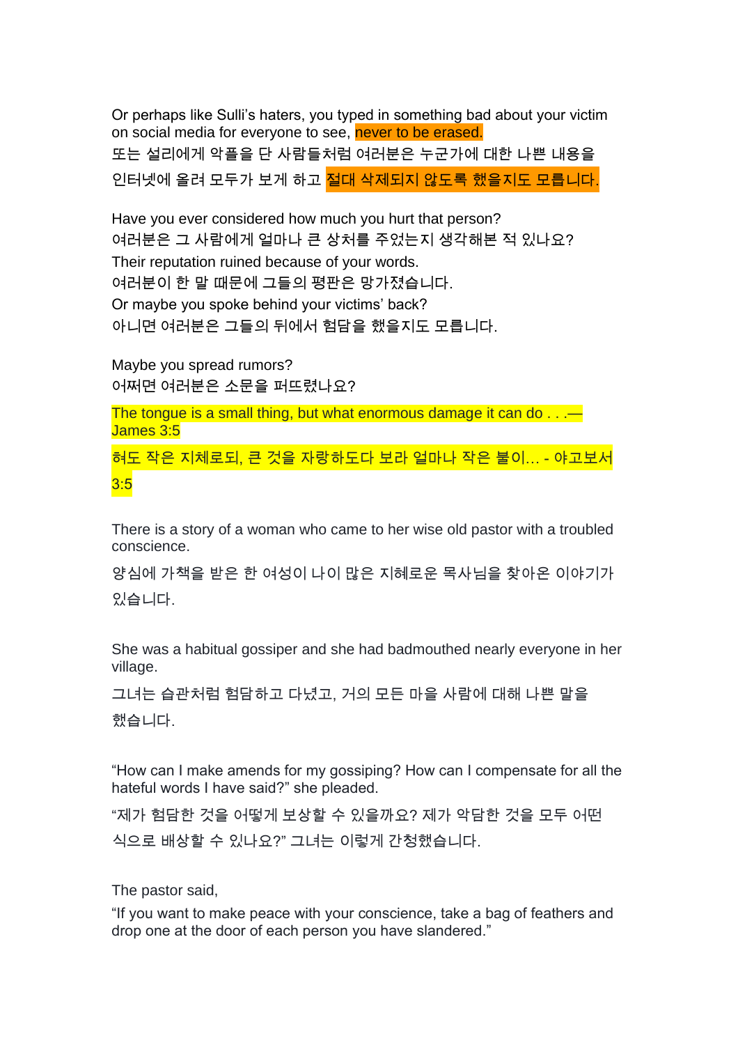Or perhaps like Sulli's haters, you typed in something bad about your victim on social media for everyone to see, never to be erased.
또는 설리에게 악플을 단 사람들처럼 여러분은 누군가에 대한 나쁜 내용을 인터넷에 올려 모두가 보게 하고 절대 삭제되지 않도록 했을지도 모릅니다.

Have you ever considered how much you hurt that person?
여러분은 그 사람에게 얼마나 큰 상처를 주었는지 생각해본 적 있나요?
Their reputation ruined because of your words.
여러분이 한 말 때문에 그들의 평판은 망가졌습니다.
Or maybe you spoke behind your victims' back?
아니면 여러분은 그들의 뒤에서 험담을 했을지도 모릅니다.

Maybe you spread rumors?
어쩌면 여러분은 소문을 퍼뜨렸나요?

The tongue is a small thing, but what enormous damage it can do . . .— James 3:5

혀도 작은 지체로되, 큰 것을 자랑하도다 보라 얼마나 작은 불이... - 야고보서 3:5

There is a story of a woman who came to her wise old pastor with a troubled conscience.

양심에 가책을 받은 한 여성이 나이 많은 지혜로운 목사님을 찾아온 이야기가 있습니다.

She was a habitual gossiper and she had badmouthed nearly everyone in her village.

그녀는 습관처럼 험담하고 다녔고, 거의 모든 마을 사람에 대해 나쁜 말을 했습니다.

"How can I make amends for my gossiping? How can I compensate for all the hateful words I have said?" she pleaded.

"제가 험담한 것을 어떻게 보상할 수 있을까요? 제가 악담한 것을 모두 어떤 식으로 배상할 수 있나요?" 그녀는 이렇게 간청했습니다.

The pastor said,
"If you want to make peace with your conscience, take a bag of feathers and drop one at the door of each person you have slandered."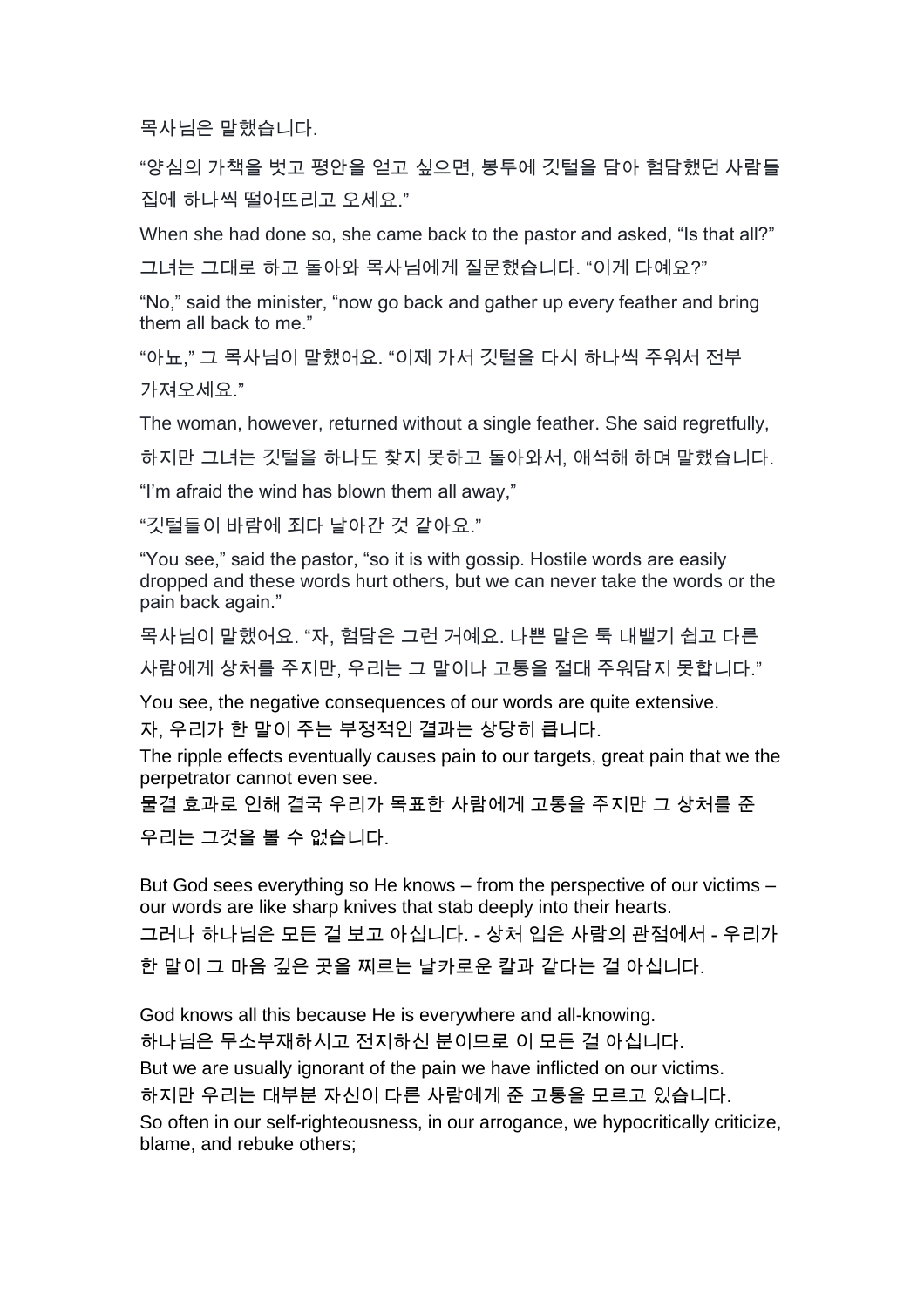목사님은 말했습니다.

"양심의 가책을 벗고 평안을 얻고 싶으면, 봉투에 깃털을 담아 험담했던 사람들 집에 하나씩 떨어뜨리고 오세요."

When she had done so, she came back to the pastor and asked, "Is that all?"

그녀는 그대로 하고 돌아와 목사님에게 질문했습니다. "이게 다예요?"

"No," said the minister, "now go back and gather up every feather and bring them all back to me."

"아뇨," 그 목사님이 말했어요. "이제 가서 깃털을 다시 하나씩 주워서 전부 가져오세요."

The woman, however, returned without a single feather. She said regretfully,

하지만 그녀는 깃털을 하나도 찾지 못하고 돌아와서, 애석해 하며 말했습니다.

"I'm afraid the wind has blown them all away,"

"깃털들이 바람에 죄다 날아간 것 같아요."

"You see," said the pastor, "so it is with gossip. Hostile words are easily dropped and these words hurt others, but we can never take the words or the pain back again."

목사님이 말했어요. "자, 험담은 그런 거예요. 나쁜 말은 툭 내뱉기 쉽고 다른 사람에게 상처를 주지만, 우리는 그 말이나 고통을 절대 주워담지 못합니다."

You see, the negative consequences of our words are quite extensive.
자, 우리가 한 말이 주는 부정적인 결과는 상당히 큽니다.

The ripple effects eventually causes pain to our targets, great pain that we the perpetrator cannot even see.
물결 효과로 인해 결국 우리가 목표한 사람에게 고통을 주지만 그 상처를 준 우리는 그것을 볼 수 없습니다.

But God sees everything so He knows – from the perspective of our victims – our words are like sharp knives that stab deeply into their hearts.
그러나 하나님은 모든 걸 보고 아십니다. - 상처 입은 사람의 관점에서 - 우리가 한 말이 그 마음 깊은 곳을 찌르는 날카로운 칼과 같다는 걸 아십니다.

God knows all this because He is everywhere and all-knowing.
하나님은 무소부재하시고 전지하신 분이므로 이 모든 걸 아십니다.
But we are usually ignorant of the pain we have inflicted on our victims.
하지만 우리는 대부분 자신이 다른 사람에게 준 고통을 모르고 있습니다.
So often in our self-righteousness, in our arrogance, we hypocritically criticize, blame, and rebuke others;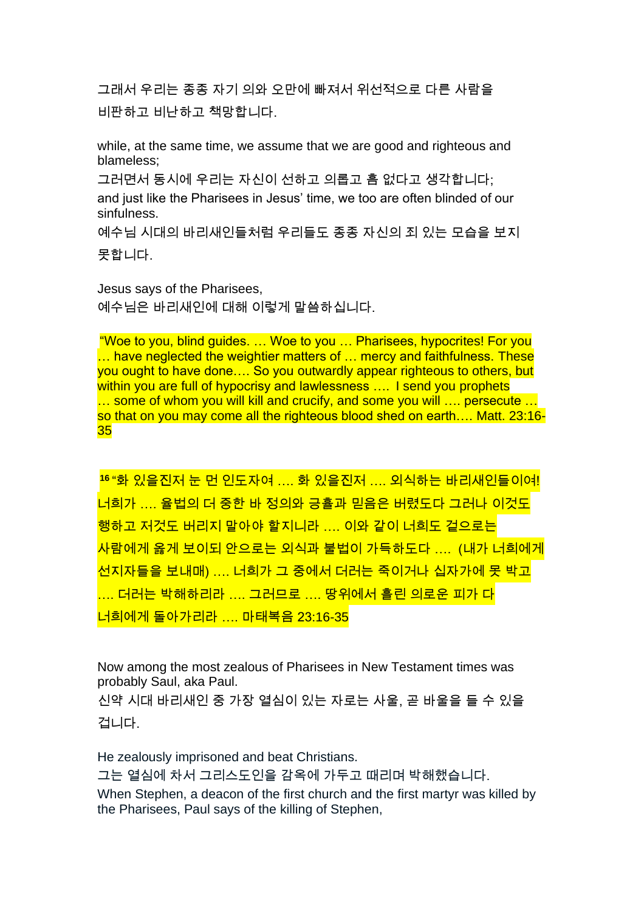그래서 우리는 종종 자기 의와 오만에 빠져서 위선적으로 다른 사람을 비판하고 비난하고 책망합니다.

while, at the same time, we assume that we are good and righteous and blameless;
그러면서 동시에 우리는 자신이 선하고 의롭고 흠 없다고 생각합니다;
and just like the Pharisees in Jesus' time, we too are often blinded of our sinfulness.
예수님 시대의 바리새인들처럼 우리들도 종종 자신의 죄 있는 모습을 보지 못합니다.

Jesus says of the Pharisees,
예수님은 바리새인에 대해 이렇게 말씀하십니다.

"Woe to you, blind guides. … Woe to you … Pharisees, hypocrites! For you … have neglected the weightier matters of … mercy and faithfulness. These you ought to have done…. So you outwardly appear righteous to others, but within you are full of hypocrisy and lawlessness …. I send you prophets … some of whom you will kill and crucify, and some you will …. persecute … so that on you may come all the righteous blood shed on earth…. Matt. 23:16-35

[16] "화 있을진저 눈 먼 인도자여 …. 화 있을진저 …. 외식하는 바리새인들이여! 너희가 …. 율법의 더 중한 바 정의와 긍휼과 믿음은 버렸도다 그러나 이것도 행하고 저것도 버리지 말아야 할지니라 …. 이와 같이 너희도 겉으로는 사람에게 옳게 보이되 안으로는 외식과 불법이 가득하도다 …. (내가 너희에게 선지자들을 보내매) …. 너희가 그 중에서 더러는 죽이거나 십자가에 못 박고 …. 더러는 박해하리라 …. 그러므로 …. 땅위에서 흘린 의로운 피가 다 너희에게 돌아가리라 …. 마태복음 23:16-35

Now among the most zealous of Pharisees in New Testament times was probably Saul, aka Paul.
신약 시대 바리새인 중 가장 열심이 있는 자로는 사울, 곧 바울을 들 수 있을 겁니다.

He zealously imprisoned and beat Christians.
그는 열심에 차서 그리스도인을 감옥에 가두고 때리며 박해했습니다.
When Stephen, a deacon of the first church and the first martyr was killed by the Pharisees, Paul says of the killing of Stephen,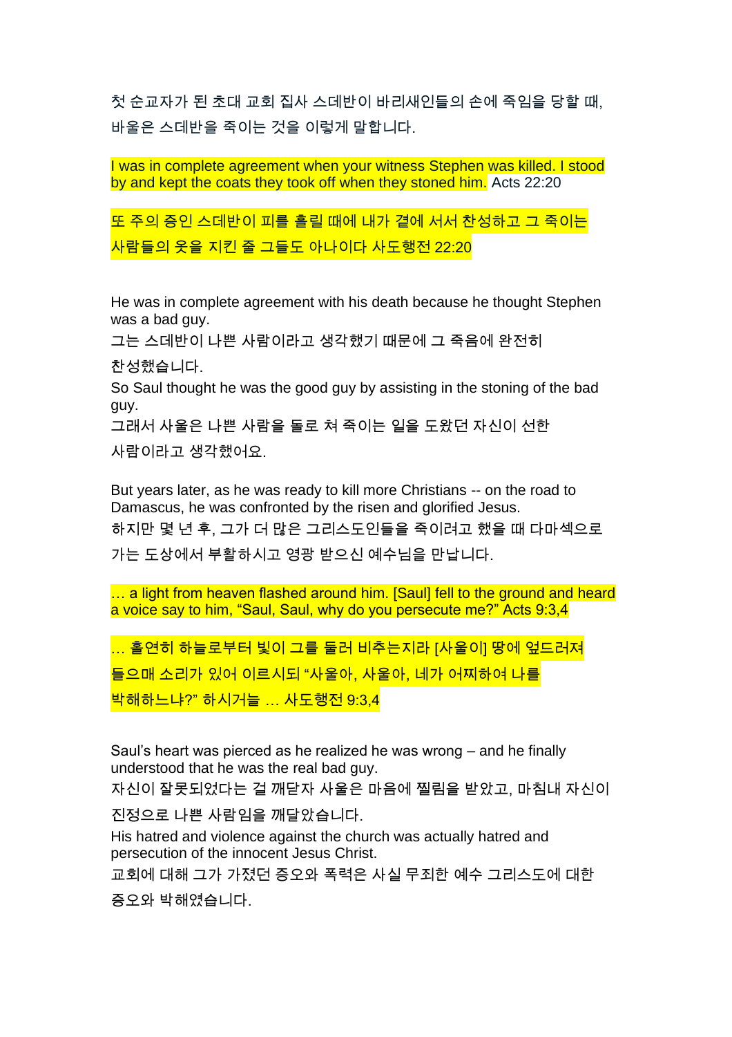첫 순교자가 된 초대 교회 집사 스데반이 바리새인들의 손에 죽임을 당할 때, 바울은 스데반을 죽이는 것을 이렇게 말합니다.

I was in complete agreement when your witness Stephen was killed. I stood by and kept the coats they took off when they stoned him. Acts 22:20

또 주의 증인 스데반이 피를 흘릴 때에 내가 곁에 서서 찬성하고 그 죽이는 사람들의 옷을 지킨 줄 그들도 아나이다 사도행전 22:20

He was in complete agreement with his death because he thought Stephen was a bad guy.
그는 스데반이 나쁜 사람이라고 생각했기 때문에 그 죽음에 완전히 찬성했습니다.
So Saul thought he was the good guy by assisting in the stoning of the bad guy.
그래서 사울은 나쁜 사람을 돌로 쳐 죽이는 일을 도왔던 자신이 선한 사람이라고 생각했어요.

But years later, as he was ready to kill more Christians -- on the road to Damascus, he was confronted by the risen and glorified Jesus.
하지만 몇 년 후, 그가 더 많은 그리스도인들을 죽이려고 했을 때 다마섹으로 가는 도상에서 부활하시고 영광 받으신 예수님을 만납니다.

… a light from heaven flashed around him. [Saul] fell to the ground and heard a voice say to him, “Saul, Saul, why do you persecute me?” Acts 9:3,4

… 홀연히 하늘로부터 빛이 그를 둘러 비추는지라 [사울이] 땅에 엎드러져 들으매 소리가 있어 이르시되 “사울아, 사울아, 네가 어찌하여 나를 박해하느냐?” 하시거늘 … 사도행전 9:3,4

Saul’s heart was pierced as he realized he was wrong – and he finally understood that he was the real bad guy.
자신이 잘못되었다는 걸 깨닫자 사울은 마음에 찔림을 받았고, 마침내 자신이 진정으로 나쁜 사람임을 깨달았습니다.
His hatred and violence against the church was actually hatred and persecution of the innocent Jesus Christ.
교회에 대해 그가 가졌던 증오와 폭력은 사실 무죄한 예수 그리스도에 대한 증오와 박해였습니다.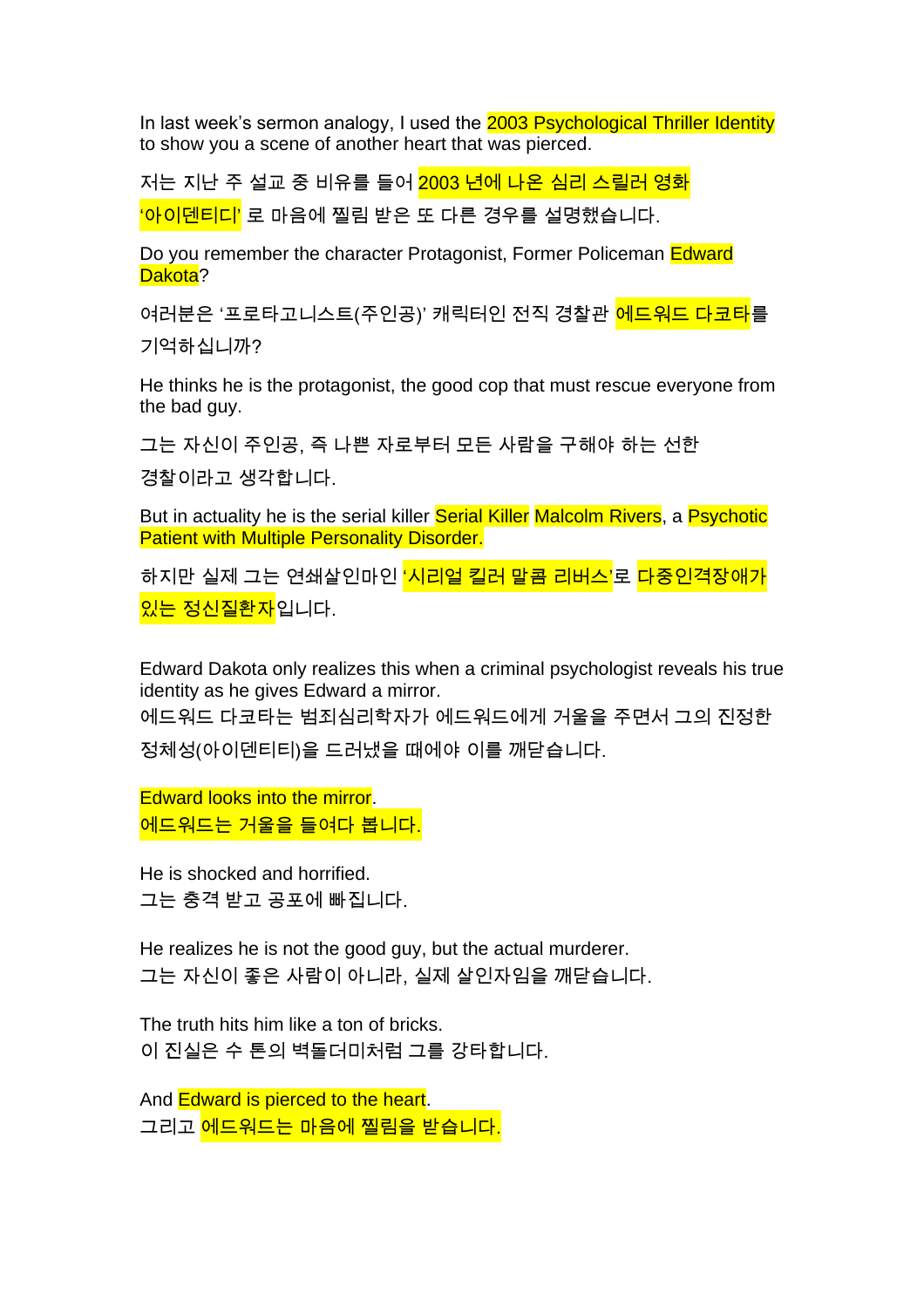In last week's sermon analogy, I used the 2003 Psychological Thriller Identity to show you a scene of another heart that was pierced.

저는 지난 주 설교 중 비유를 들어 2003 년에 나온 심리 스릴러 영화 '아이덴티디' 로 마음에 찔림 받은 또 다른 경우를 설명했습니다.

Do you remember the character Protagonist, Former Policeman Edward Dakota?

여러분은 '프로타고니스트(주인공)' 캐릭터인 전직 경찰관 에드워드 다코타를 기억하십니까?

He thinks he is the protagonist, the good cop that must rescue everyone from the bad guy.

그는 자신이 주인공, 즉 나쁜 자로부터 모든 사람을 구해야 하는 선한 경찰이라고 생각합니다.

But in actuality he is the serial killer Serial Killer Malcolm Rivers, a Psychotic Patient with Multiple Personality Disorder.

하지만 실제 그는 연쇄살인마인 '시리얼 킬러 말콤 리버스'로 다중인격장애가 있는 정신질환자입니다.

Edward Dakota only realizes this when a criminal psychologist reveals his true identity as he gives Edward a mirror.
에드워드 다코타는 범죄심리학자가 에드워드에게 거울을 주면서 그의 진정한 정체성(아이덴티티)을 드러냈을 때에야 이를 깨닫습니다.

Edward looks into the mirror.
에드워드는 거울을 들여다 봅니다.

He is shocked and horrified.
그는 충격 받고 공포에 빠집니다.

He realizes he is not the good guy, but the actual murderer.
그는 자신이 좋은 사람이 아니라, 실제 살인자임을 깨닫습니다.

The truth hits him like a ton of bricks.
이 진실은 수 톤의 벽돌더미처럼 그를 강타합니다.

And Edward is pierced to the heart.
그리고 에드워드는 마음에 찔림을 받습니다.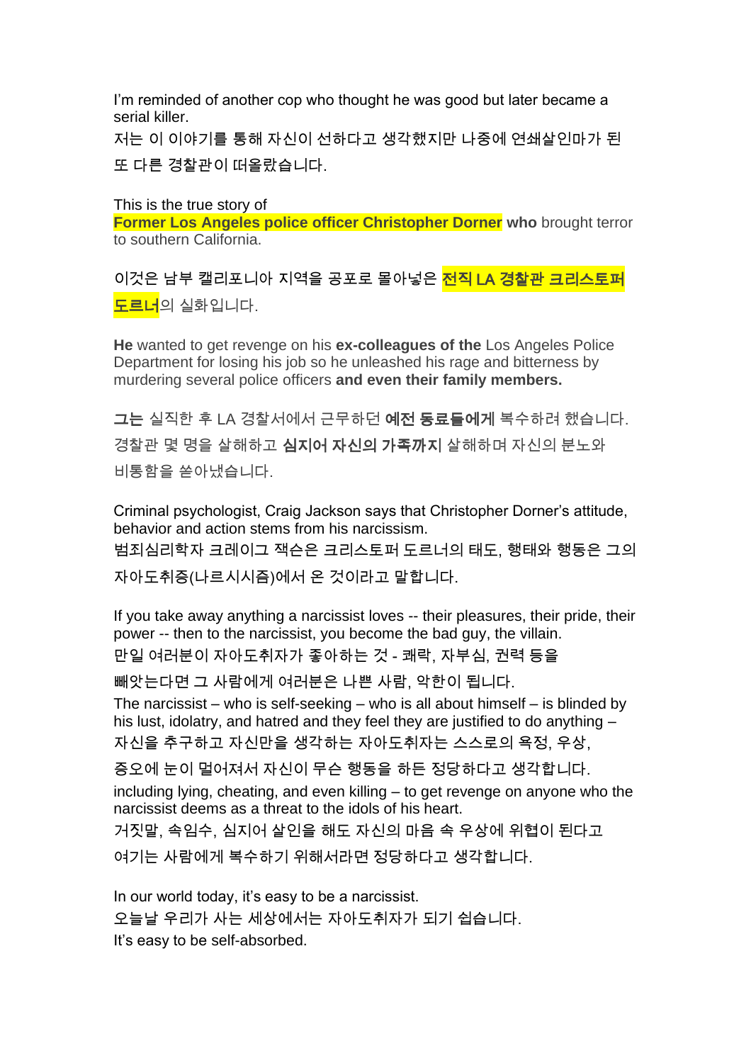I'm reminded of another cop who thought he was good but later became a serial killer.
저는 이 이야기를 통해 자신이 선하다고 생각했지만 나중에 연쇄살인마가 된 또 다른 경찰관이 떠올랐습니다.

This is the true story of **Former Los Angeles police officer Christopher Dorner who** brought terror to southern California.

이것은 남부 캘리포니아 지역을 공포로 몰아넣은 **전직 LA 경찰관 크리스토퍼 도르너**의 실화입니다.

**He** wanted to get revenge on his **ex-colleagues of the** Los Angeles Police Department for losing his job so he unleashed his rage and bitterness by murdering several police officers **and even their family members.**

**그는** 실직한 후 LA 경찰서에서 근무하던 **예전 동료들에게** 복수하려 했습니다. 경찰관 몇 명을 살해하고 **심지어 자신의 가족까지** 살해하며 자신의 분노와 비통함을 쏟아냈습니다.

Criminal psychologist, Craig Jackson says that Christopher Dorner's attitude, behavior and action stems from his narcissism.
범죄심리학자 크레이그 잭슨은 크리스토퍼 도르너의 태도, 행태와 행동은 그의 자아도취증(나르시시즘)에서 온 것이라고 말합니다.

If you take away anything a narcissist loves -- their pleasures, their pride, their power -- then to the narcissist, you become the bad guy, the villain.
만일 여러분이 자아도취자가 좋아하는 것 - 쾌락, 자부심, 권력 등을 빼앗는다면 그 사람에게 여러분은 나쁜 사람, 악한이 됩니다.
The narcissist – who is self-seeking – who is all about himself – is blinded by his lust, idolatry, and hatred and they feel they are justified to do anything –
자신을 추구하고 자신만을 생각하는 자아도취자는 스스로의 욕정, 우상, 증오에 눈이 멀어져서 자신이 무슨 행동을 하든 정당하다고 생각합니다.
including lying, cheating, and even killing – to get revenge on anyone who the narcissist deems as a threat to the idols of his heart.
거짓말, 속임수, 심지어 살인을 해도 자신의 마음 속 우상에 위협이 된다고 여기는 사람에게 복수하기 위해서라면 정당하다고 생각합니다.

In our world today, it's easy to be a narcissist.
오늘날 우리가 사는 세상에서는 자아도취자가 되기 쉽습니다.
It's easy to be self-absorbed.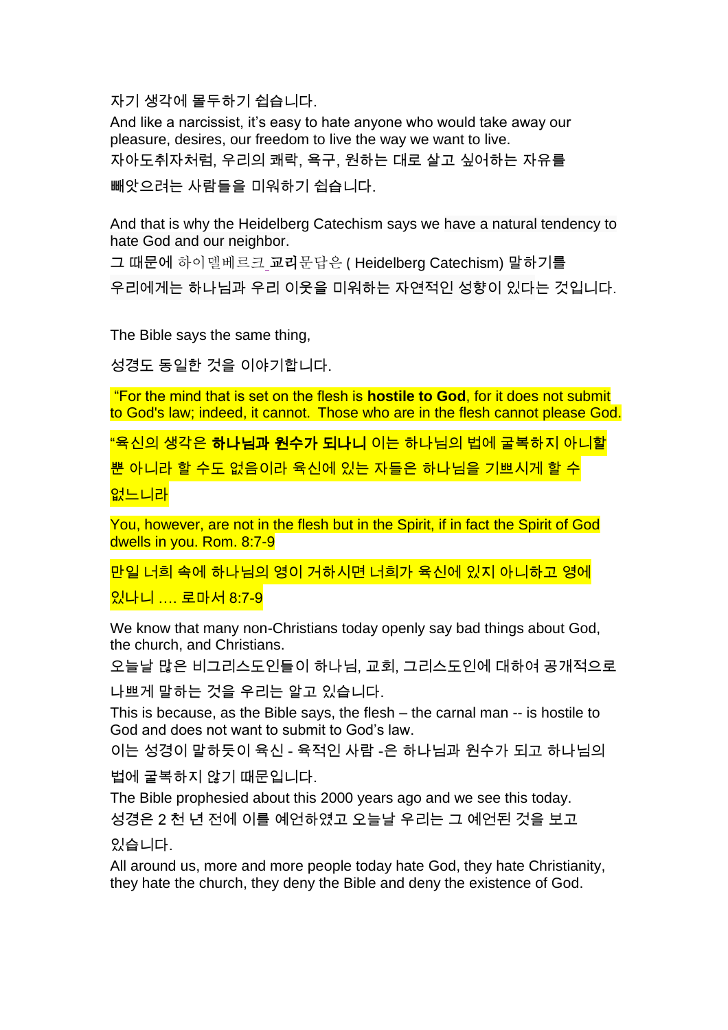자기 생각에 몰두하기 쉽습니다.

And like a narcissist, it's easy to hate anyone who would take away our pleasure, desires, our freedom to live the way we want to live.

자아도취자처럼, 우리의 쾌락, 욕구, 원하는 대로 살고 싶어하는 자유를 빼앗으려는 사람들을 미워하기 쉽습니다.

And that is why the Heidelberg Catechism says we have a natural tendency to hate God and our neighbor.

그 때문에 하이델베르크_**교리**문답은 ( Heidelberg Catechism) 말하기를 우리에게는 하나님과 우리 이웃을 미워하는 자연적인 성향이 있다는 것입니다.

The Bible says the same thing,

성경도 동일한 것을 이야기합니다.

"For the mind that is set on the flesh is **hostile to God**, for it does not submit to God's law; indeed, it cannot. Those who are in the flesh cannot please God.

"육신의 생각은 **하나님과 원수가 되나니** 이는 하나님의 법에 굴복하지 아니할 뿐 아니라 할 수도 없음이라 육신에 있는 자들은 하나님을 기쁘시게 할 수 없느니라

You, however, are not in the flesh but in the Spirit, if in fact the Spirit of God dwells in you. Rom. 8:7-9

만일 너희 속에 하나님의 영이 거하시면 너희가 육신에 있지 아니하고 영에 있나니 .... 로마서 8:7-9

We know that many non-Christians today openly say bad things about God, the church, and Christians.

오늘날 많은 비그리스도인들이 하나님, 교회, 그리스도인에 대하여 공개적으로 나쁘게 말하는 것을 우리는 알고 있습니다.

This is because, as the Bible says, the flesh – the carnal man -- is hostile to God and does not want to submit to God's law.

이는 성경이 말하듯이 육신 - 육적인 사람 -은 하나님과 원수가 되고 하나님의 법에 굴복하지 않기 때문입니다.

The Bible prophesied about this 2000 years ago and we see this today.

성경은 2 천 년 전에 이를 예언하였고 오늘날 우리는 그 예언된 것을 보고 있습니다.

All around us, more and more people today hate God, they hate Christianity, they hate the church, they deny the Bible and deny the existence of God.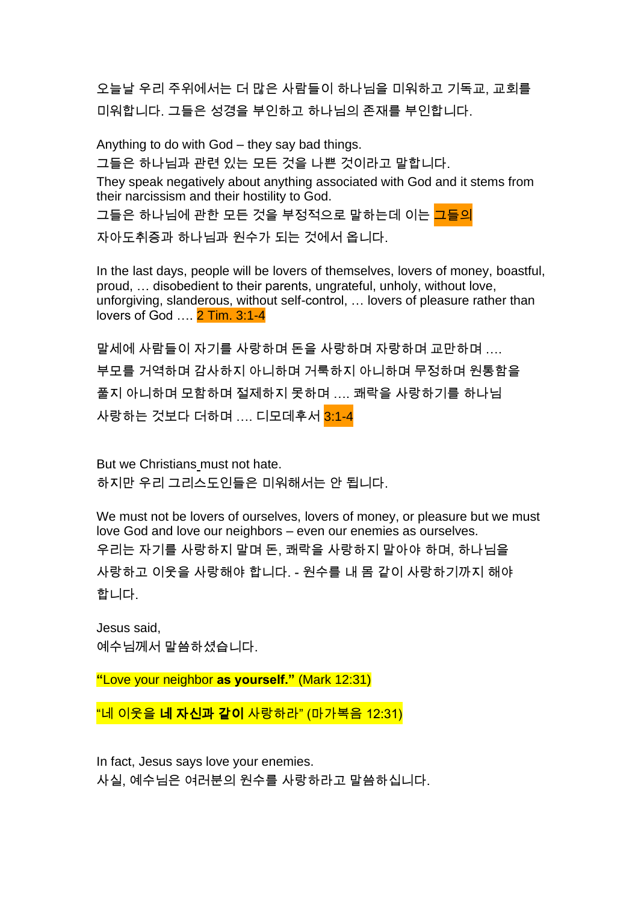오늘날 우리 주위에서는 더 많은 사람들이 하나님을 미워하고 기독교, 교회를 미워합니다. 그들은 성경을 부인하고 하나님의 존재를 부인합니다.

Anything to do with God – they say bad things.
그들은 하나님과 관련 있는 모든 것을 나쁜 것이라고 말합니다.
They speak negatively about anything associated with God and it stems from their narcissism and their hostility to God.
그들은 하나님에 관한 모든 것을 부정적으로 말하는데 이는 그들의 자아도취증과 하나님과 원수가 되는 것에서 옵니다.

In the last days, people will be lovers of themselves, lovers of money, boastful, proud, … disobedient to their parents, ungrateful, unholy, without love, unforgiving, slanderous, without self-control, … lovers of pleasure rather than lovers of God …. 2 Tim. 3:1-4

말세에 사람들이 자기를 사랑하며 돈을 사랑하며 자랑하며 교만하며 …. 부모를 거역하며 감사하지 아니하며 거룩하지 아니하며 무정하며 원통함을 풀지 아니하며 모함하며 절제하지 못하며 …. 쾌락을 사랑하기를 하나님 사랑하는 것보다 더하며 …. 디모데후서 3:1-4

But we Christians must not hate.
하지만 우리 그리스도인들은 미워해서는 안 됩니다.

We must not be lovers of ourselves, lovers of money, or pleasure but we must love God and love our neighbors – even our enemies as ourselves.
우리는 자기를 사랑하지 말며 돈, 쾌락을 사랑하지 말아야 하며, 하나님을 사랑하고 이웃을 사랑해야 합니다. - 원수를 내 몸 같이 사랑하기까지 해야 합니다.

Jesus said,
예수님께서 말씀하셨습니다.

**"**Love your neighbor **as yourself."** (Mark 12:31)

"네 이웃을 **네 자신과 같이** 사랑하라" (마가복음 12:31)

In fact, Jesus says love your enemies.
사실, 예수님은 여러분의 원수를 사랑하라고 말씀하십니다.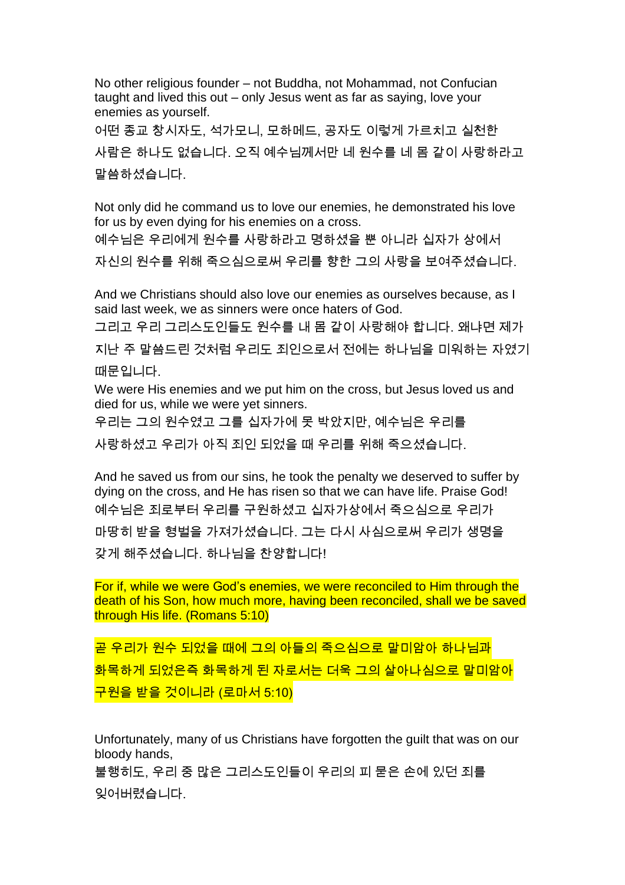No other religious founder – not Buddha, not Mohammad, not Confucian taught and lived this out – only Jesus went as far as saying, love your enemies as yourself.

어떤 종교 창시자도, 석가모니, 모하메드, 공자도 이렇게 가르치고 실천한 사람은 하나도 없습니다. 오직 예수님께서만 네 원수를 네 몸 같이 사랑하라고 말씀하셨습니다.

Not only did he command us to love our enemies, he demonstrated his love for us by even dying for his enemies on a cross.

예수님은 우리에게 원수를 사랑하라고 명하셨을 뿐 아니라 십자가 상에서 자신의 원수를 위해 죽으심으로써 우리를 향한 그의 사랑을 보여주셨습니다.

And we Christians should also love our enemies as ourselves because, as I said last week, we as sinners were once haters of God.

그리고 우리 그리스도인들도 원수를 내 몸 같이 사랑해야 합니다. 왜냐면 제가 지난 주 말씀드린 것처럼 우리도 죄인으로서 전에는 하나님을 미워하는 자였기 때문입니다.

We were His enemies and we put him on the cross, but Jesus loved us and died for us, while we were yet sinners.

우리는 그의 원수였고 그를 십자가에 못 박았지만, 예수님은 우리를 사랑하셨고 우리가 아직 죄인 되었을 때 우리를 위해 죽으셨습니다.

And he saved us from our sins, he took the penalty we deserved to suffer by dying on the cross, and He has risen so that we can have life. Praise God!

예수님은 죄로부터 우리를 구원하셨고 십자가상에서 죽으심으로 우리가 마땅히 받을 형벌을 가져가셨습니다. 그는 다시 사심으로써 우리가 생명을 갖게 해주셨습니다. 하나님을 찬양합니다!

For if, while we were God's enemies, we were reconciled to Him through the death of his Son, how much more, having been reconciled, shall we be saved through His life. (Romans 5:10)

곧 우리가 원수 되었을 때에 그의 아들의 죽으심으로 말미암아 하나님과 화목하게 되었은즉 화목하게 된 자로서는 더욱 그의 살아나심으로 말미암아 구원을 받을 것이니라 (로마서 5:10)

Unfortunately, many of us Christians have forgotten the guilt that was on our bloody hands,

불행히도, 우리 중 많은 그리스도인들이 우리의 피 묻은 손에 있던 죄를 잊어버렸습니다.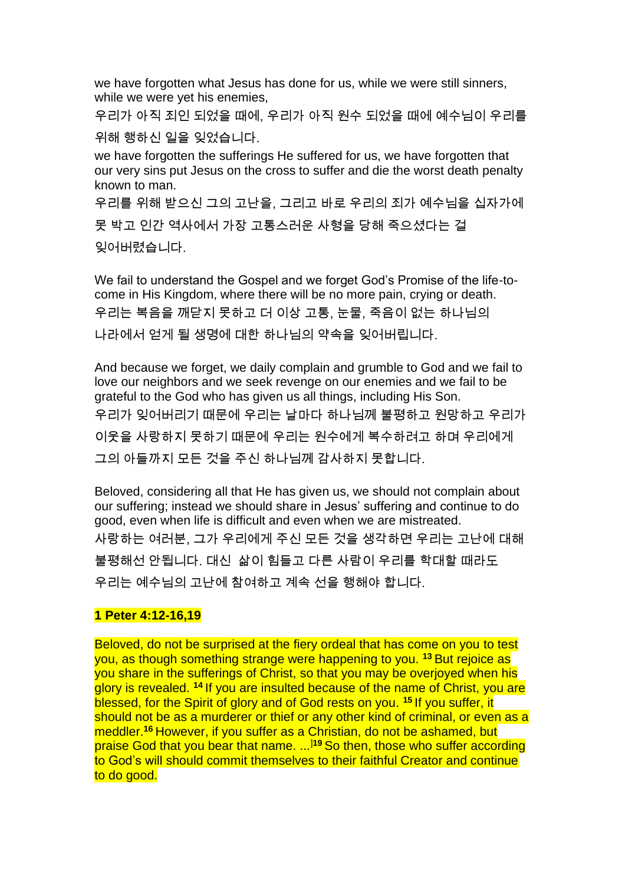we have forgotten what Jesus has done for us, while we were still sinners, while we were yet his enemies,

우리가 아직 죄인 되었을 때에, 우리가 아직 원수 되었을 때에 예수님이 우리를 위해 행하신 일을 잊었습니다.

we have forgotten the sufferings He suffered for us, we have forgotten that our very sins put Jesus on the cross to suffer and die the worst death penalty known to man.

우리를 위해 받으신 그의 고난을, 그리고 바로 우리의 죄가 예수님을 십자가에 못 박고 인간 역사에서 가장 고통스러운 사형을 당해 죽으셨다는 걸 잊어버렸습니다.

We fail to understand the Gospel and we forget God's Promise of the life-to-come in His Kingdom, where there will be no more pain, crying or death.

우리는 복음을 깨닫지 못하고 더 이상 고통, 눈물, 죽음이 없는 하나님의 나라에서 얻게 될 생명에 대한 하나님의 약속을 잊어버립니다.

And because we forget, we daily complain and grumble to God and we fail to love our neighbors and we seek revenge on our enemies and we fail to be grateful to the God who has given us all things, including His Son.

우리가 잊어버리기 때문에 우리는 날마다 하나님께 불평하고 원망하고 우리가 이웃을 사랑하지 못하기 때문에 우리는 원수에게 복수하려고 하며 우리에게 그의 아들까지 모든 것을 주신 하나님께 감사하지 못합니다.

Beloved, considering all that He has given us, we should not complain about our suffering; instead we should share in Jesus' suffering and continue to do good, even when life is difficult and even when we are mistreated.

사랑하는 여러분, 그가 우리에게 주신 모든 것을 생각하면 우리는 고난에 대해 불평해선 안됩니다. 대신 삶이 힘들고 다른 사람이 우리를 학대할 때라도 우리는 예수님의 고난에 참여하고 계속 선을 행해야 합니다.

**1 Peter 4:12-16,19**

Beloved, do not be surprised at the fiery ordeal that has come on you to test you, as though something strange were happening to you. [13] But rejoice as you share in the sufferings of Christ, so that you may be overjoyed when his glory is revealed. [14] If you are insulted because of the name of Christ, you are blessed, for the Spirit of glory and of God rests on you. [15] If you suffer, it should not be as a murderer or thief or any other kind of criminal, or even as a meddler.[16] However, if you suffer as a Christian, do not be ashamed, but praise God that you bear that name. ...][19] So then, those who suffer according to God's will should commit themselves to their faithful Creator and continue to do good.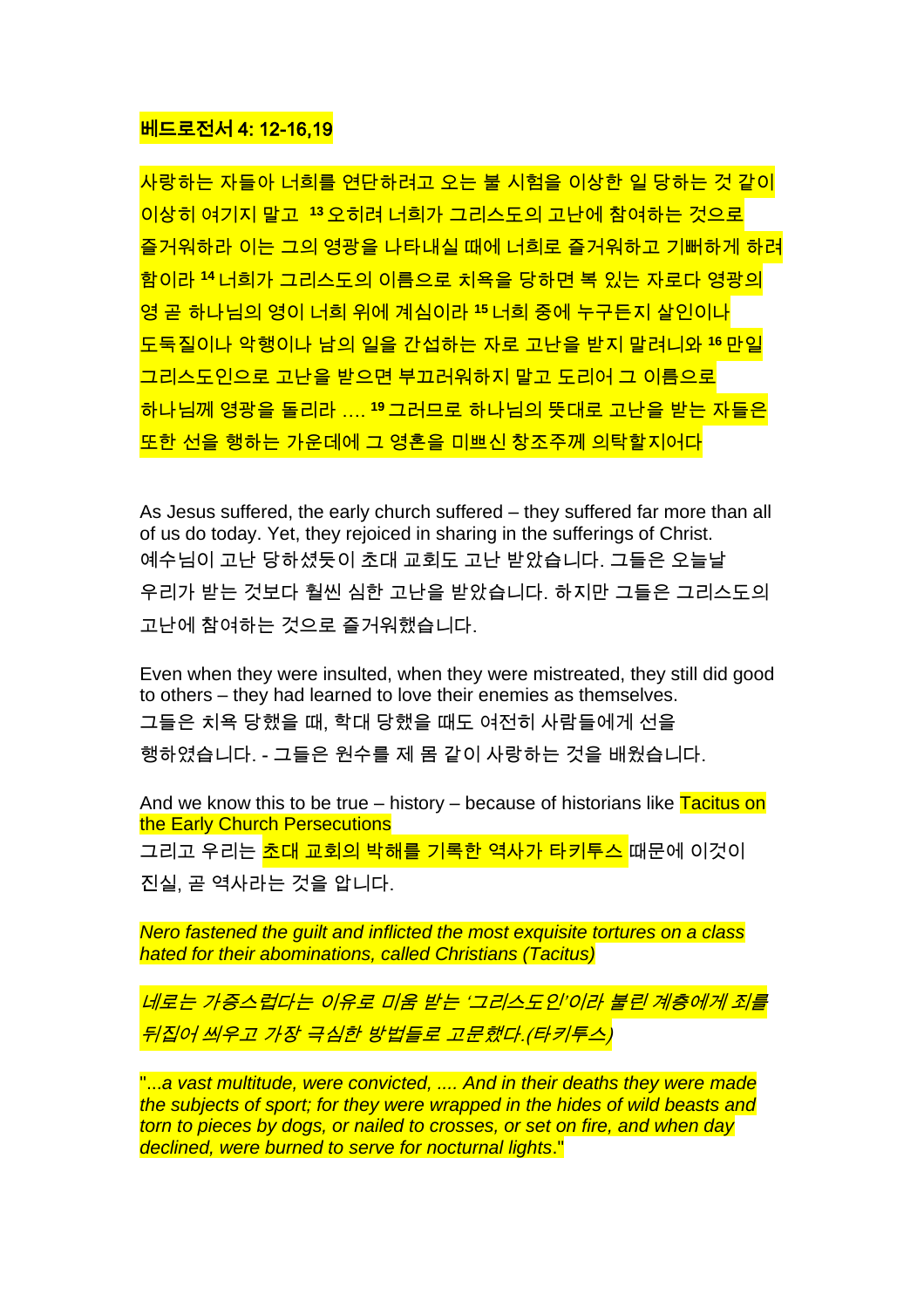**베드로전서 4: 12-16,19**

사랑하는 자들아 너희를 연단하려고 오는 불 시험을 이상한 일 당하는 것 같이 이상히 여기지 말고 [13] 오히려 너희가 그리스도의 고난에 참여하는 것으로 즐거워하라 이는 그의 영광을 나타내실 때에 너희로 즐거워하고 기뻐하게 하려 함이라 [14] 너희가 그리스도의 이름으로 치욕을 당하면 복 있는 자로다 영광의 영 곧 하나님의 영이 너희 위에 계심이라 [15] 너희 중에 누구든지 살인이나 도둑질이나 악행이나 남의 일을 간섭하는 자로 고난을 받지 말려니와 [16] 만일 그리스도인으로 고난을 받으면 부끄러워하지 말고 도리어 그 이름으로 하나님께 영광을 돌리라 .... [19] 그러므로 하나님의 뜻대로 고난을 받는 자들은 또한 선을 행하는 가운데에 그 영혼을 미쁘신 창조주께 의탁할지어다

As Jesus suffered, the early church suffered – they suffered far more than all of us do today. Yet, they rejoiced in sharing in the sufferings of Christ.
예수님이 고난 당하셨듯이 초대 교회도 고난 받았습니다. 그들은 오늘날 우리가 받는 것보다 훨씬 심한 고난을 받았습니다. 하지만 그들은 그리스도의 고난에 참여하는 것으로 즐거워했습니다.

Even when they were insulted, when they were mistreated, they still did good to others – they had learned to love their enemies as themselves.
그들은 치욕 당했을 때, 학대 당했을 때도 여전히 사람들에게 선을 행하였습니다. - 그들은 원수를 제 몸 같이 사랑하는 것을 배웠습니다.

And we know this to be true – history – because of historians like Tacitus on the Early Church Persecutions
그리고 우리는 초대 교회의 박해를 기록한 역사가 타키투스 때문에 이것이 진실, 곧 역사라는 것을 압니다.

*Nero fastened the guilt and inflicted the most exquisite tortures on a class hated for their abominations, called Christians (Tacitus)*

*네로는 가증스럽다는 이유로 미움 받는 '그리스도인'이라 불린 계층에게 죄를 뒤집어 씌우고 가장 극심한 방법들로 고문했다.(타키투스)*

"*...a vast multitude, were convicted, .... And in their deaths they were made the subjects of sport; for they were wrapped in the hides of wild beasts and torn to pieces by dogs, or nailed to crosses, or set on fire, and when day declined, were burned to serve for nocturnal lights*."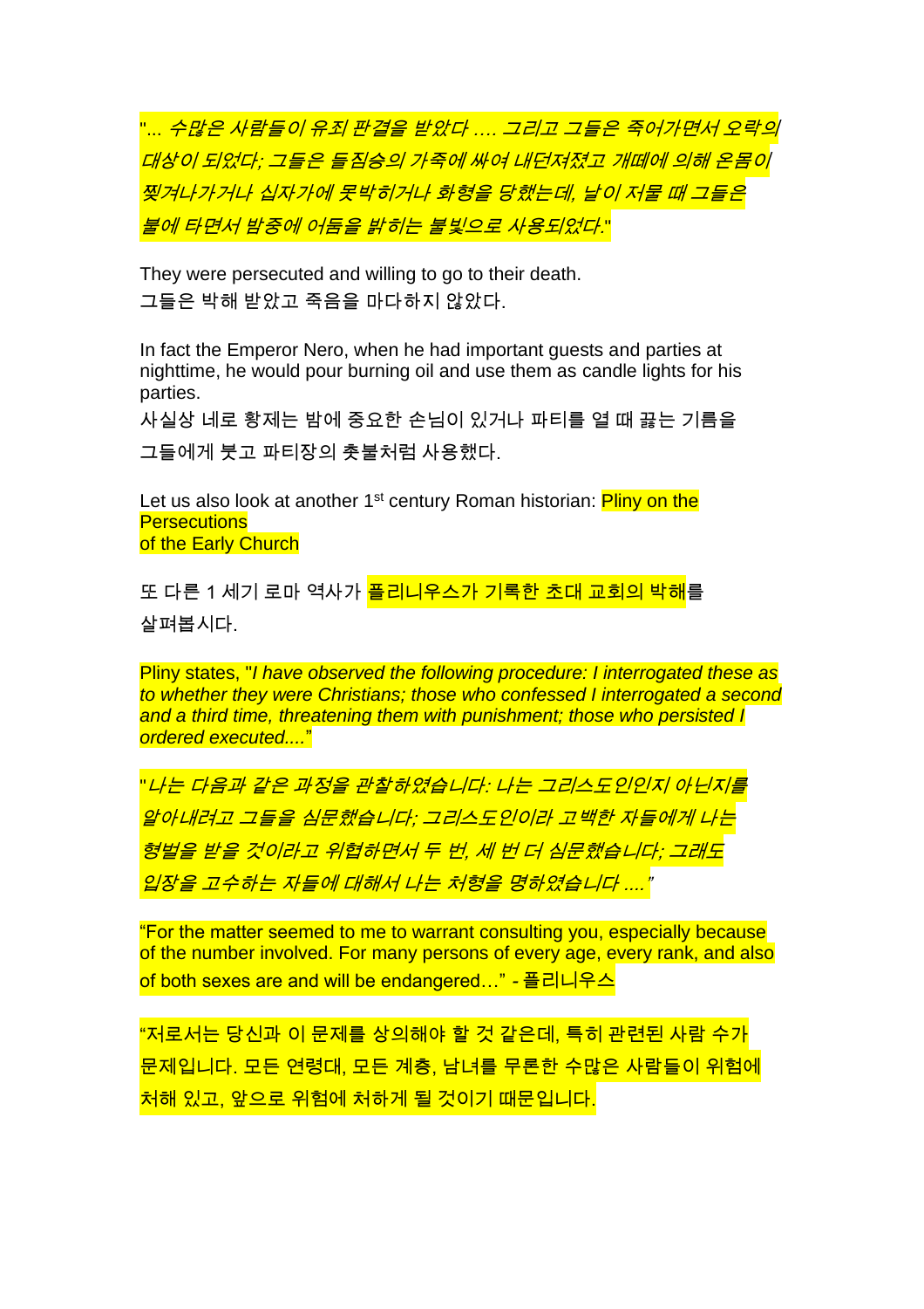"*... 수많은 사람들이 유죄 판결을 받았다 .... 그리고 그들은 죽어가면서 오락의 대상이 되었다; 그들은 들짐승의 가죽에 싸여 내던져졌고 개떼에 의해 온몸이 찢겨나가거나 십자가에 못박히거나 화형을 당했는데, 날이 저물 때 그들은 불에 타면서 밤중에 어둠을 밝히는 불빛으로 사용되었다.*"

They were persecuted and willing to go to their death.
그들은 박해 받았고 죽음을 마다하지 않았다.

In fact the Emperor Nero, when he had important guests and parties at nighttime, he would pour burning oil and use them as candle lights for his parties.
사실상 네로 황제는 밤에 중요한 손님이 있거나 파티를 열 때 끓는 기름을 그들에게 붓고 파티장의 촛불처럼 사용했다.

Let us also look at another 1st century Roman historian: Pliny on the Persecutions of the Early Church

또 다른 1 세기 로마 역사가 플리니우스가 기록한 초대 교회의 박해를 살펴봅시다.

Pliny states, "*I have observed the following procedure: I interrogated these as to whether they were Christians; those who confessed I interrogated a second and a third time, threatening them with punishment; those who persisted I ordered executed....*"

"*나는 다음과 같은 과정을 관찰하였습니다: 나는 그리스도인인지 아닌지를 알아내려고 그들을 심문했습니다; 그리스도인이라 고백한 자들에게 나는 형벌을 받을 것이라고 위협하면서 두 번, 세 번 더 심문했습니다; 그래도 입장을 고수하는 자들에 대해서 나는 처형을 명하였습니다 ....*"

"For the matter seemed to me to warrant consulting you, especially because of the number involved. For many persons of every age, every rank, and also of both sexes are and will be endangered…" - 플리니우스

"저로서는 당신과 이 문제를 상의해야 할 것 같은데, 특히 관련된 사람 수가 문제입니다. 모든 연령대, 모든 계층, 남녀를 무론한 수많은 사람들이 위험에 처해 있고, 앞으로 위험에 처하게 될 것이기 때문입니다.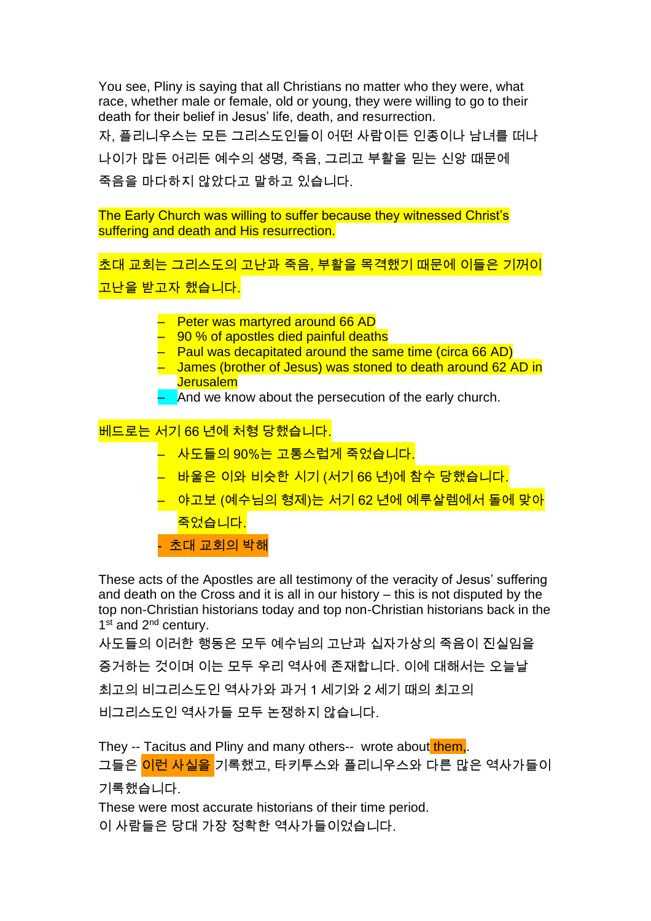You see, Pliny is saying that all Christians no matter who they were, what race, whether male or female, old or young, they were willing to go to their death for their belief in Jesus' life, death, and resurrection.

자, 플리니우스는 모든 그리스도인들이 어떤 사람이든 인종이나 남녀를 떠나 나이가 많든 어리든 예수의 생명, 죽음, 그리고 부활을 믿는 신앙 때문에 죽음을 마다하지 않았다고 말하고 있습니다.

The Early Church was willing to suffer because they witnessed Christ's suffering and death and His resurrection.

초대 교회는 그리스도의 고난과 죽음, 부활을 목격했기 때문에 이들은 기꺼이 고난을 받고자 했습니다.

- Peter was martyred around 66 AD
- 90 % of apostles died painful deaths
- Paul was decapitated around the same time (circa 66 AD)
- James (brother of Jesus) was stoned to death around 62 AD in Jerusalem
- And we know about the persecution of the early church.

베드로는 서기 66 년에 처형 당했습니다.

- 사도들의 90%는 고통스럽게 죽었습니다.
- 바울은 이와 비슷한 시기 (서기 66 년)에 참수 당했습니다.
- 야고보 (예수님의 형제)는 서기 62 년에 예루살렘에서 돌에 맞아 죽었습니다.
- 초대 교회의 박해

These acts of the Apostles are all testimony of the veracity of Jesus' suffering and death on the Cross and it is all in our history – this is not disputed by the top non-Christian historians today and top non-Christian historians back in the 1st and 2nd century.

사도들의 이러한 행동은 모두 예수님의 고난과 십자가상의 죽음이 진실임을 증거하는 것이며 이는 모두 우리 역사에 존재합니다. 이에 대해서는 오늘날 최고의 비그리스도인 역사가와 과거 1 세기와 2 세기 때의 최고의 비그리스도인 역사가들 모두 논쟁하지 않습니다.

They -- Tacitus and Pliny and many others-- wrote about them.

그들은 이런 사실을 기록했고, 타키투스와 플리니우스와 다른 많은 역사가들이 기록했습니다.

These were most accurate historians of their time period.

이 사람들은 당대 가장 정확한 역사가들이었습니다.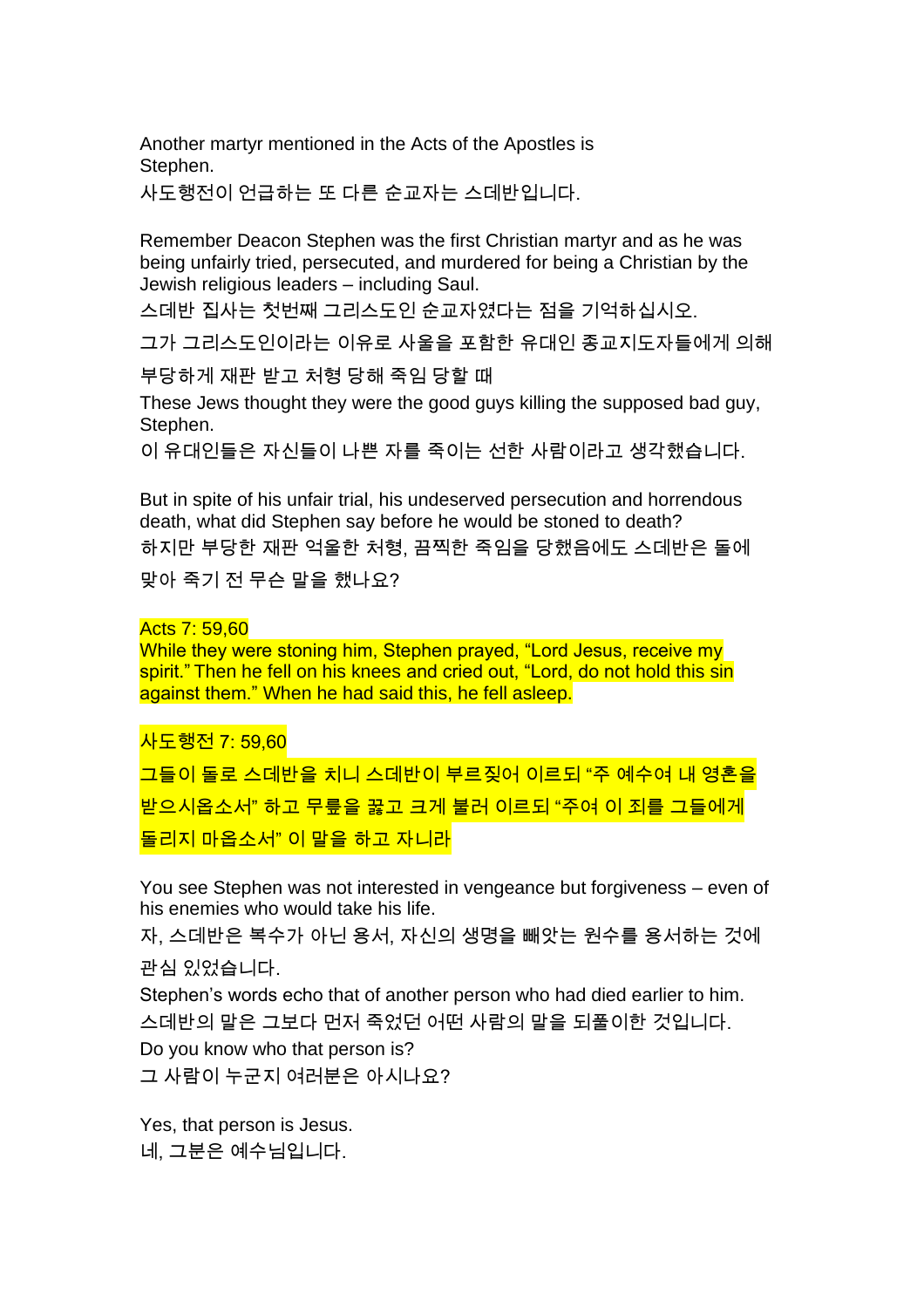Another martyr mentioned in the Acts of the Apostles is Stephen.
사도행전이 언급하는 또 다른 순교자는 스데반입니다.

Remember Deacon Stephen was the first Christian martyr and as he was being unfairly tried, persecuted, and murdered for being a Christian by the Jewish religious leaders – including Saul.
스데반 집사는 첫번째 그리스도인 순교자였다는 점을 기억하십시오.
그가 그리스도인이라는 이유로 사울을 포함한 유대인 종교지도자들에게 의해 부당하게 재판 받고 처형 당해 죽임 당할 때
These Jews thought they were the good guys killing the supposed bad guy, Stephen.
이 유대인들은 자신들이 나쁜 자를 죽이는 선한 사람이라고 생각했습니다.

But in spite of his unfair trial, his undeserved persecution and horrendous death, what did Stephen say before he would be stoned to death?
하지만 부당한 재판 억울한 처형, 끔찍한 죽임을 당했음에도 스데반은 돌에 맞아 죽기 전 무슨 말을 했나요?

Acts 7: 59,60
While they were stoning him, Stephen prayed, "Lord Jesus, receive my spirit." Then he fell on his knees and cried out, "Lord, do not hold this sin against them." When he had said this, he fell asleep.

사도행전 7: 59,60
그들이 돌로 스데반을 치니 스데반이 부르짖어 이르되 "주 예수여 내 영혼을 받으시옵소서" 하고 무릎을 꿇고 크게 불러 이르되 "주여 이 죄를 그들에게 돌리지 마옵소서" 이 말을 하고 자니라

You see Stephen was not interested in vengeance but forgiveness – even of his enemies who would take his life.
자, 스데반은 복수가 아닌 용서, 자신의 생명을 빼앗는 원수를 용서하는 것에 관심 있었습니다.
Stephen's words echo that of another person who had died earlier to him.
스데반의 말은 그보다 먼저 죽었던 어떤 사람의 말을 되풀이한 것입니다.
Do you know who that person is?
그 사람이 누군지 여러분은 아시나요?

Yes, that person is Jesus.
네, 그분은 예수님입니다.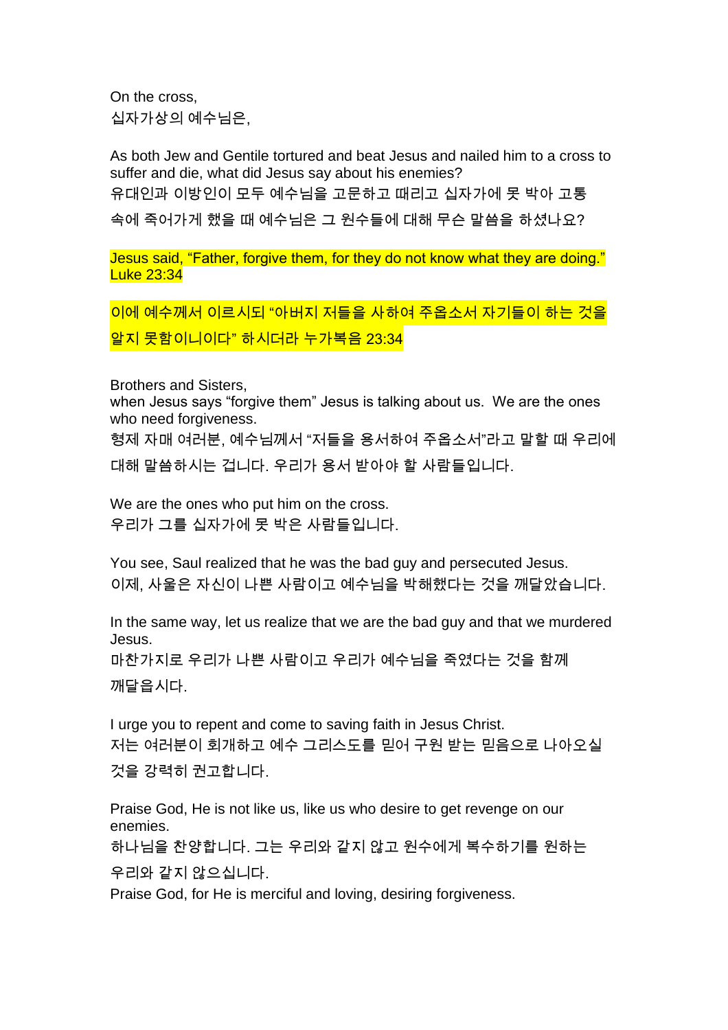On the cross,
십자가상의 예수님은,

As both Jew and Gentile tortured and beat Jesus and nailed him to a cross to suffer and die, what did Jesus say about his enemies?
유대인과 이방인이 모두 예수님을 고문하고 때리고 십자가에 못 박아 고통 속에 죽어가게 했을 때 예수님은 그 원수들에 대해 무슨 말씀을 하셨나요?

Jesus said, "Father, forgive them, for they do not know what they are doing." Luke 23:34

이에 예수께서 이르시되 "아버지 저들을 사하여 주옵소서 자기들이 하는 것을 알지 못함이니이다" 하시더라 누가복음 23:34

Brothers and Sisters,
when Jesus says "forgive them" Jesus is talking about us. We are the ones who need forgiveness.
형제 자매 여러분, 예수님께서 "저들을 용서하여 주옵소서"라고 말할 때 우리에 대해 말씀하시는 겁니다. 우리가 용서 받아야 할 사람들입니다.

We are the ones who put him on the cross.
우리가 그를 십자가에 못 박은 사람들입니다.

You see, Saul realized that he was the bad guy and persecuted Jesus.
이제, 사울은 자신이 나쁜 사람이고 예수님을 박해했다는 것을 깨달았습니다.

In the same way, let us realize that we are the bad guy and that we murdered Jesus.
마찬가지로 우리가 나쁜 사람이고 우리가 예수님을 죽였다는 것을 함께 깨달읍시다.

I urge you to repent and come to saving faith in Jesus Christ.
저는 여러분이 회개하고 예수 그리스도를 믿어 구원 받는 믿음으로 나아오실 것을 강력히 권고합니다.

Praise God, He is not like us, like us who desire to get revenge on our enemies.
하나님을 찬양합니다. 그는 우리와 같지 않고 원수에게 복수하기를 원하는 우리와 같지 않으십니다.
Praise God, for He is merciful and loving, desiring forgiveness.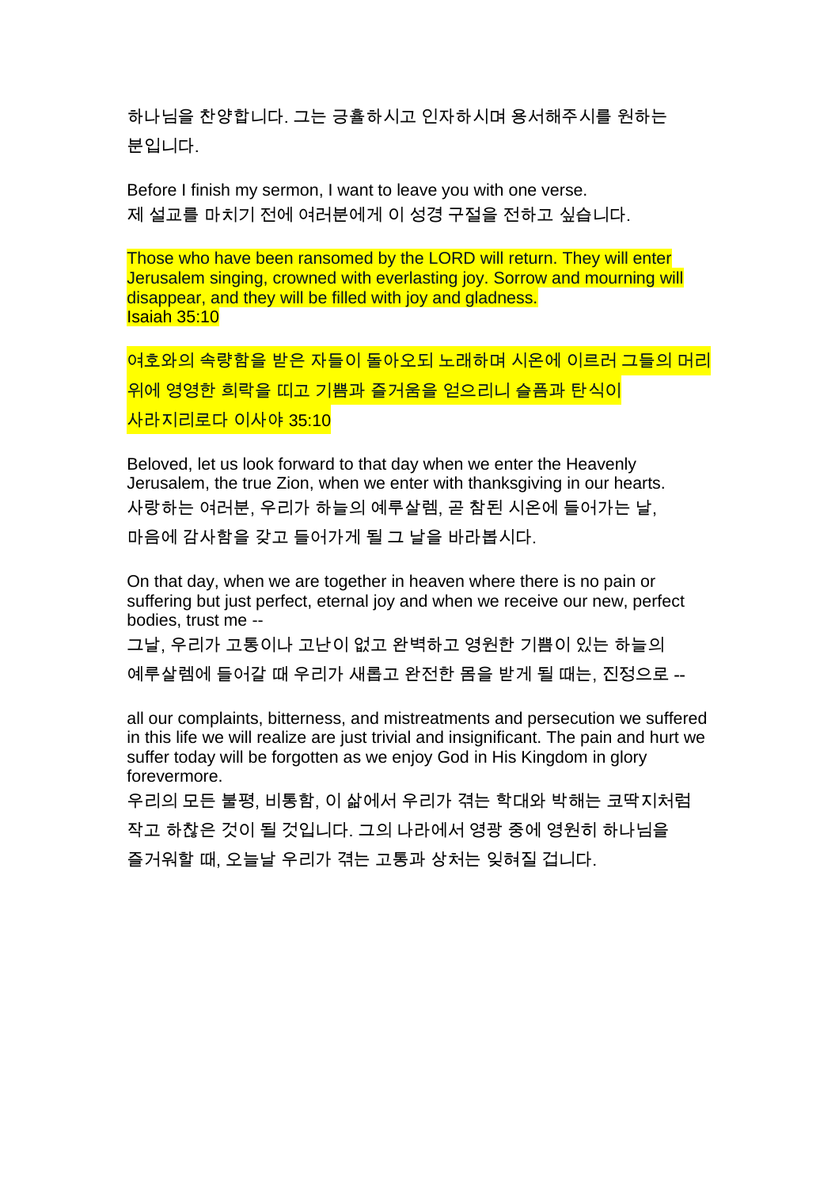하나님을 찬양합니다. 그는 긍휼하시고 인자하시며 용서해주시를 원하는 분입니다.

Before I finish my sermon, I want to leave you with one verse.
제 설교를 마치기 전에 여러분에게 이 성경 구절을 전하고 싶습니다.

Those who have been ransomed by the LORD will return. They will enter Jerusalem singing, crowned with everlasting joy. Sorrow and mourning will disappear, and they will be filled with joy and gladness.
Isaiah 35:10

여호와의 속량함을 받은 자들이 돌아오되 노래하며 시온에 이르러 그들의 머리 위에 영영한 희락을 띠고 기쁨과 즐거움을 얻으리니 슬픔과 탄식이 사라지리로다 이사야 35:10

Beloved, let us look forward to that day when we enter the Heavenly Jerusalem, the true Zion, when we enter with thanksgiving in our hearts.
사랑하는 여러분, 우리가 하늘의 예루살렘, 곧 참된 시온에 들어가는 날, 마음에 감사함을 갖고 들어가게 될 그 날을 바라봅시다.

On that day, when we are together in heaven where there is no pain or suffering but just perfect, eternal joy and when we receive our new, perfect bodies, trust me --
그날, 우리가 고통이나 고난이 없고 완벽하고 영원한 기쁨이 있는 하늘의 예루살렘에 들어갈 때 우리가 새롭고 완전한 몸을 받게 될 때는, 진정으로 --

all our complaints, bitterness, and mistreatments and persecution we suffered in this life we will realize are just trivial and insignificant. The pain and hurt we suffer today will be forgotten as we enjoy God in His Kingdom in glory forevermore.
우리의 모든 불평, 비통함, 이 삶에서 우리가 겪는 학대와 박해는 코딱지처럼 작고 하찮은 것이 될 것입니다. 그의 나라에서 영광 중에 영원히 하나님을 즐거워할 때, 오늘날 우리가 겪는 고통과 상처는 잊혀질 겁니다.